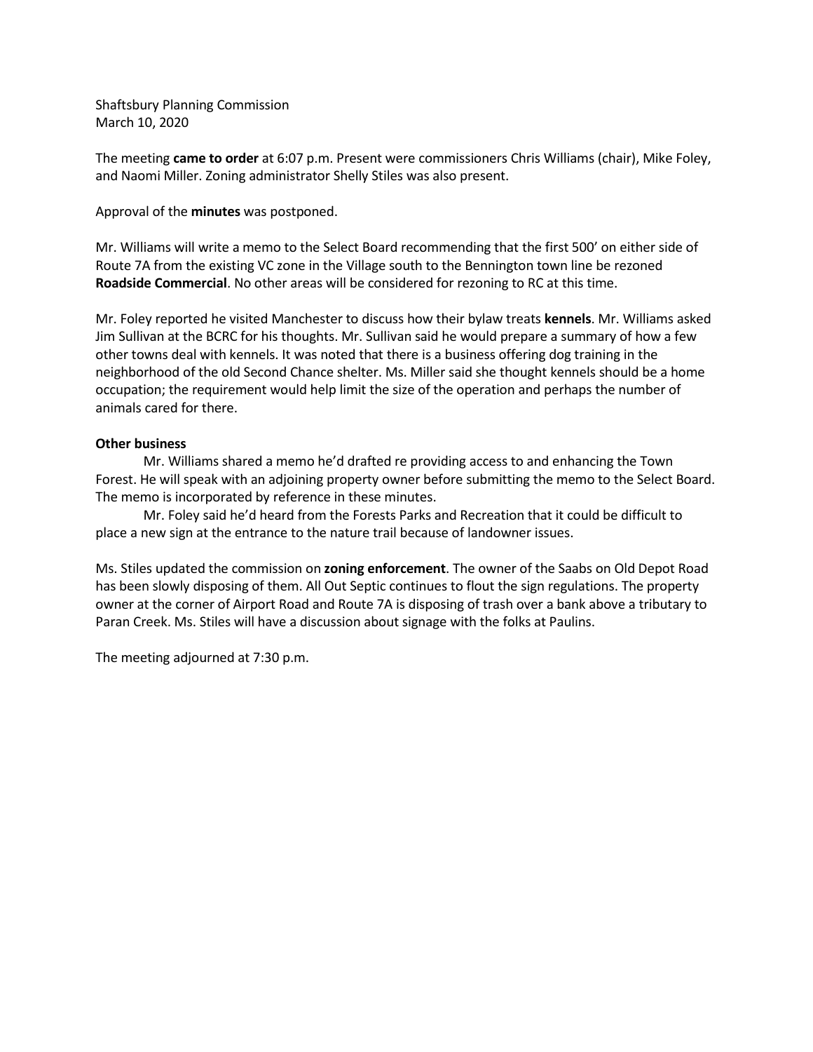Shaftsbury Planning Commission
March 10, 2020

The meeting **came to order** at 6:07 p.m. Present were commissioners Chris Williams (chair), Mike Foley, and Naomi Miller. Zoning administrator Shelly Stiles was also present.

Approval of the **minutes** was postponed.

Mr. Williams will write a memo to the Select Board recommending that the first 500' on either side of Route 7A from the existing VC zone in the Village south to the Bennington town line be rezoned **Roadside Commercial**. No other areas will be considered for rezoning to RC at this time.

Mr. Foley reported he visited Manchester to discuss how their bylaw treats **kennels**. Mr. Williams asked Jim Sullivan at the BCRC for his thoughts. Mr. Sullivan said he would prepare a summary of how a few other towns deal with kennels. It was noted that there is a business offering dog training in the neighborhood of the old Second Chance shelter. Ms. Miller said she thought kennels should be a home occupation; the requirement would help limit the size of the operation and perhaps the number of animals cared for there.

**Other business**

Mr. Williams shared a memo he'd drafted re providing access to and enhancing the Town Forest. He will speak with an adjoining property owner before submitting the memo to the Select Board. The memo is incorporated by reference in these minutes.

Mr. Foley said he'd heard from the Forests Parks and Recreation that it could be difficult to place a new sign at the entrance to the nature trail because of landowner issues.

Ms. Stiles updated the commission on **zoning enforcement**. The owner of the Saabs on Old Depot Road has been slowly disposing of them. All Out Septic continues to flout the sign regulations. The property owner at the corner of Airport Road and Route 7A is disposing of trash over a bank above a tributary to Paran Creek. Ms. Stiles will have a discussion about signage with the folks at Paulins.

The meeting adjourned at 7:30 p.m.